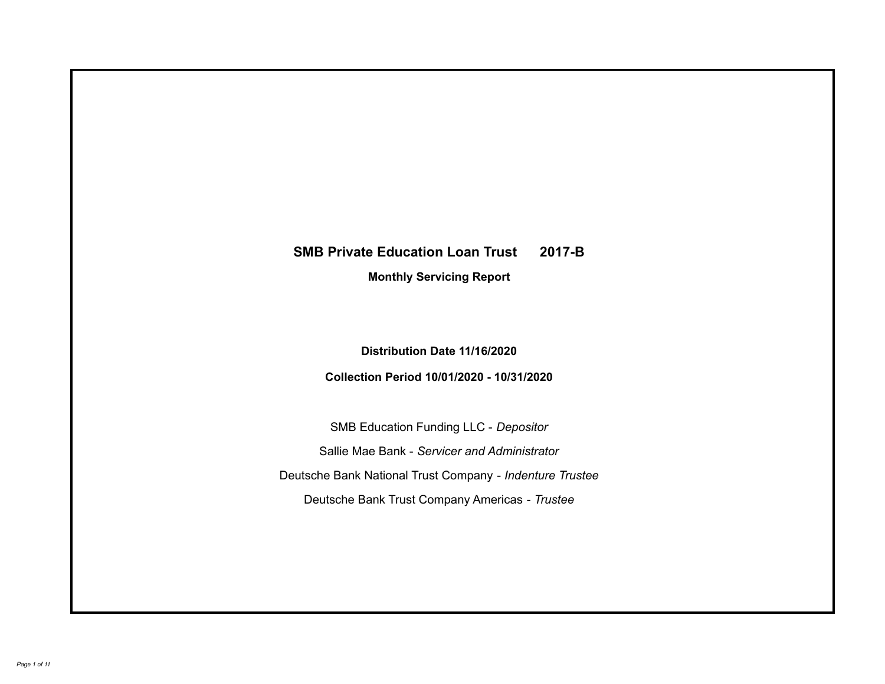# SMB Private Education Loan Trust 2017-B

## Monthly Servicing Report

**Distribution Date 11/16/2020**

**Collection Period 10/01/2020 - 10/31/2020**

SMB Education Funding LLC - *Depositor*

Sallie Mae Bank - *Servicer and Administrator*

Deutsche Bank National Trust Company - *Indenture Trustee*

Deutsche Bank Trust Company Americas - *Trustee*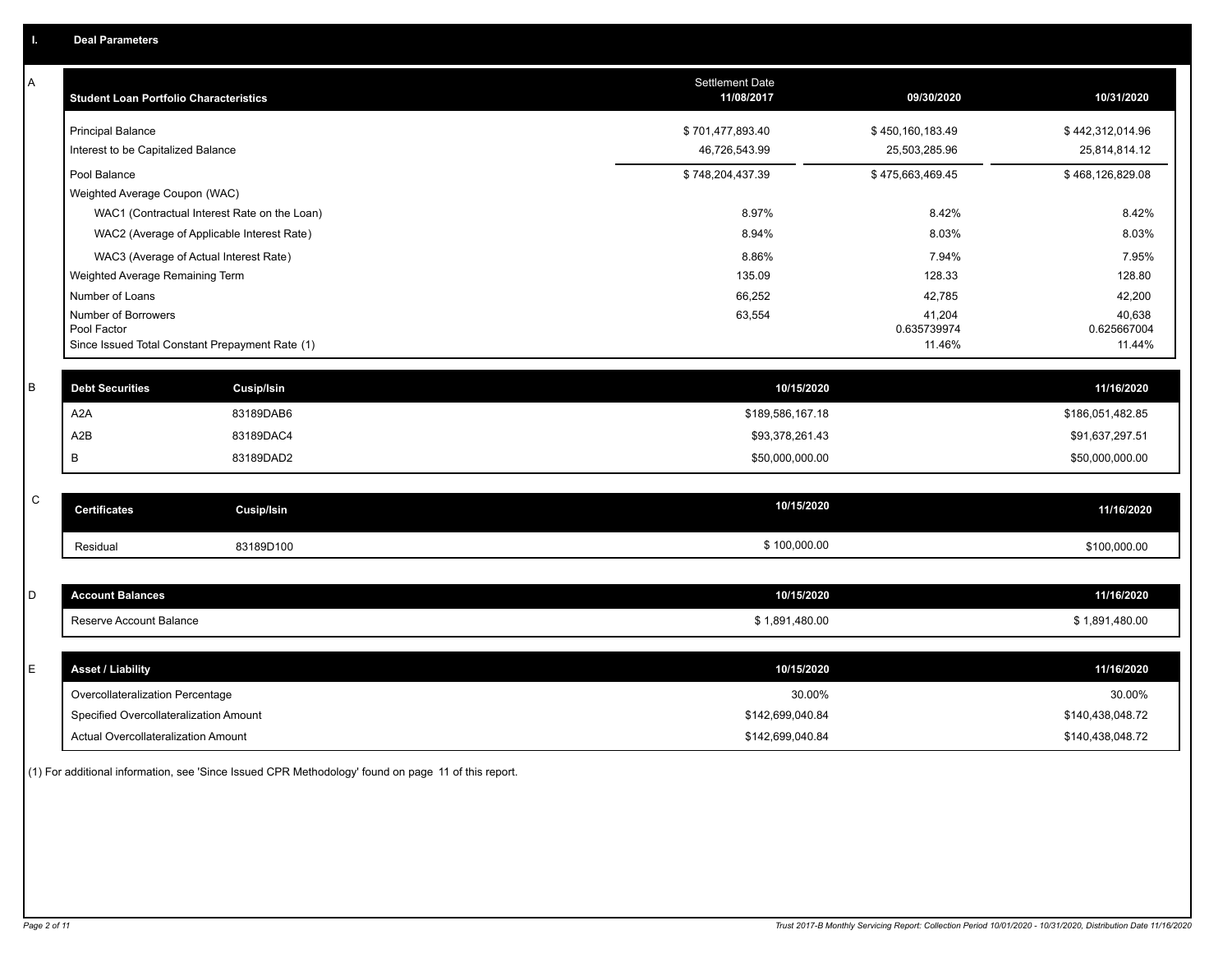## I. Deal Parameters

### A

| Student Loan Portfolio Characteristics | Settlement Date 11/08/2017 | 09/30/2020 | 10/31/2020 |
|---|---|---|---|
| Principal Balance | $ 701,477,893.40 | $ 450,160,183.49 | $ 442,312,014.96 |
| Interest to be Capitalized Balance | 46,726,543.99 | 25,503,285.96 | 25,814,814.12 |
| Pool Balance | $ 748,204,437.39 | $ 475,663,469.45 | $ 468,126,829.08 |
| Weighted Average Coupon (WAC) | | | |
| WAC1 (Contractual Interest Rate on the Loan) | 8.97% | 8.42% | 8.42% |
| WAC2 (Average of Applicable Interest Rate) | 8.94% | 8.03% | 8.03% |
| WAC3 (Average of Actual Interest Rate) | 8.86% | 7.94% | 7.95% |
| Weighted Average Remaining Term | 135.09 | 128.33 | 128.80 |
| Number of Loans | 66,252 | 42,785 | 42,200 |
| Number of Borrowers | 63,554 | 41,204 | 40,638 |
| Pool Factor | | 0.635739974 | 0.625667004 |
| Since Issued Total Constant Prepayment Rate (1) | | 11.46% | 11.44% |

### B

| Debt Securities | Cusip/Isin | 10/15/2020 | 11/16/2020 |
|---|---|---|---|
| A2A | 83189DAB6 | $189,586,167.18 | $186,051,482.85 |
| A2B | 83189DAC4 | $93,378,261.43 | $91,637,297.51 |
| B | 83189DAD2 | $50,000,000.00 | $50,000,000.00 |

### C

| Certificates | Cusip/Isin | 10/15/2020 | 11/16/2020 |
|---|---|---|---|
| Residual | 83189D100 | $ 100,000.00 | $100,000.00 |

### D

| Account Balances | 10/15/2020 | 11/16/2020 |
|---|---|---|
| Reserve Account Balance | $ 1,891,480.00 | $ 1,891,480.00 |

### E

| Asset / Liability | 10/15/2020 | 11/16/2020 |
|---|---|---|
| Overcollateralization Percentage | 30.00% | 30.00% |
| Specified Overcollateralization Amount | $142,699,040.84 | $140,438,048.72 |
| Actual Overcollateralization Amount | $142,699,040.84 | $140,438,048.72 |

(1) For additional information, see 'Since Issued CPR Methodology' found on page 11 of this report.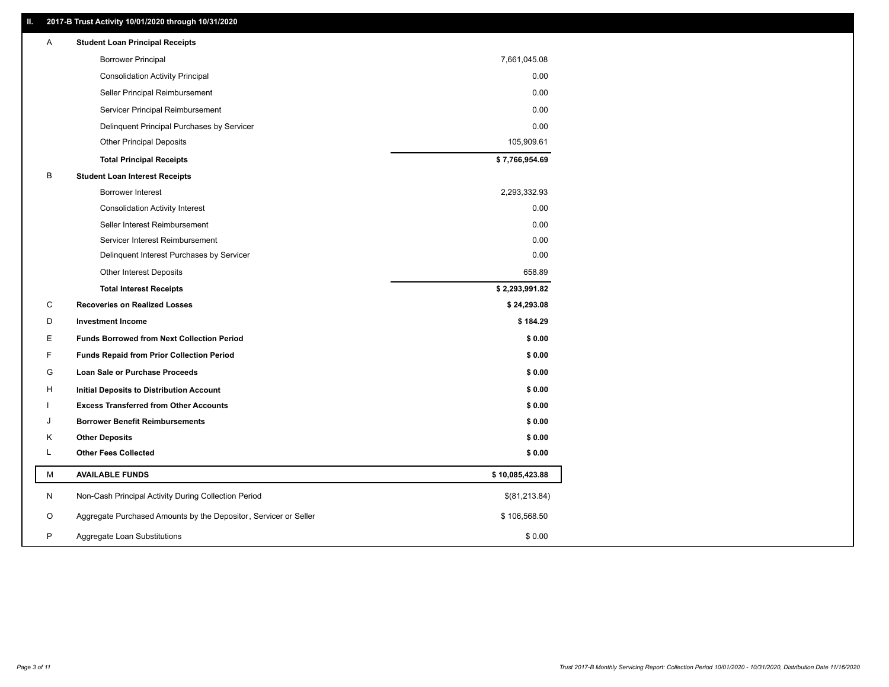## II. 2017-B Trust Activity 10/01/2020 through 10/31/2020

| | | |
|---|---|---|
| A | **Student Loan Principal Receipts** | |
| | Borrower Principal | 7,661,045.08 |
| | Consolidation Activity Principal | 0.00 |
| | Seller Principal Reimbursement | 0.00 |
| | Servicer Principal Reimbursement | 0.00 |
| | Delinquent Principal Purchases by Servicer | 0.00 |
| | Other Principal Deposits | 105,909.61 |
| | **Total Principal Receipts** | **$ 7,766,954.69** |
| B | **Student Loan Interest Receipts** | |
| | Borrower Interest | 2,293,332.93 |
| | Consolidation Activity Interest | 0.00 |
| | Seller Interest Reimbursement | 0.00 |
| | Servicer Interest Reimbursement | 0.00 |
| | Delinquent Interest Purchases by Servicer | 0.00 |
| | Other Interest Deposits | 658.89 |
| | **Total Interest Receipts** | **$ 2,293,991.82** |
| C | **Recoveries on Realized Losses** | **$ 24,293.08** |
| D | **Investment Income** | **$ 184.29** |
| E | **Funds Borrowed from Next Collection Period** | **$ 0.00** |
| F | **Funds Repaid from Prior Collection Period** | **$ 0.00** |
| G | **Loan Sale or Purchase Proceeds** | **$ 0.00** |
| H | **Initial Deposits to Distribution Account** | **$ 0.00** |
| I | **Excess Transferred from Other Accounts** | **$ 0.00** |
| J | **Borrower Benefit Reimbursements** | **$ 0.00** |
| K | **Other Deposits** | **$ 0.00** |
| L | **Other Fees Collected** | **$ 0.00** |
| M | **AVAILABLE FUNDS** | **$ 10,085,423.88** |
| N | Non-Cash Principal Activity During Collection Period | $(81,213.84) |
| O | Aggregate Purchased Amounts by the Depositor, Servicer or Seller | $ 106,568.50 |
| P | Aggregate Loan Substitutions | $ 0.00 |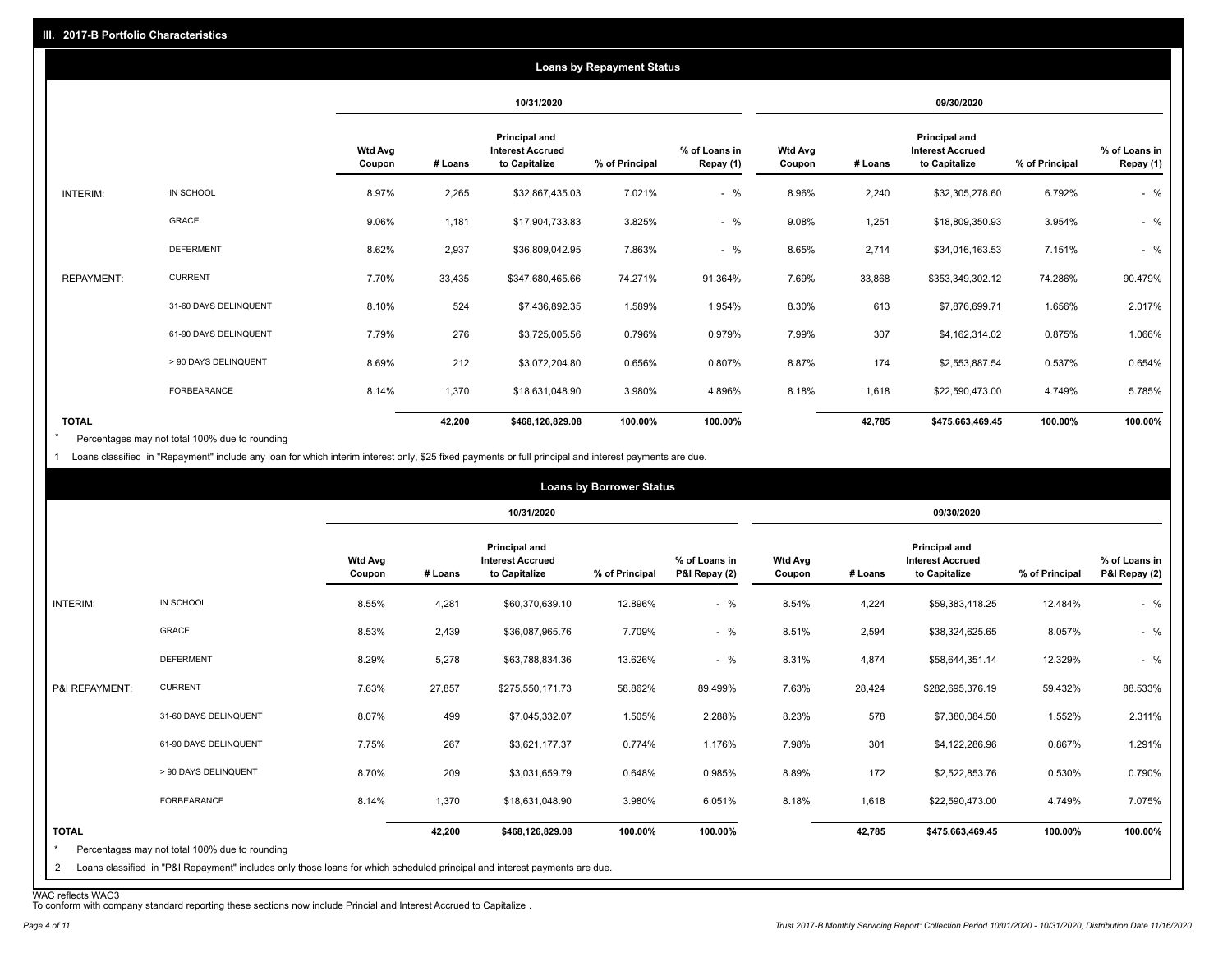## III. 2017-B Portfolio Characteristics

### Loans by Repayment Status

| | | 10/31/2020 | | | | | 09/30/2020 | | | | |
|---|---|---|---|---|---|---|---|---|---|---|---|
| | | Wtd Avg Coupon | # Loans | Principal and Interest Accrued to Capitalize | % of Principal | % of Loans in Repay (1) | Wtd Avg Coupon | # Loans | Principal and Interest Accrued to Capitalize | % of Principal | % of Loans in Repay (1) |
| INTERIM: | IN SCHOOL | 8.97% | 2,265 | $32,867,435.03 | 7.021% | - % | 8.96% | 2,240 | $32,305,278.60 | 6.792% | - % |
| | GRACE | 9.06% | 1,181 | $17,904,733.83 | 3.825% | - % | 9.08% | 1,251 | $18,809,350.93 | 3.954% | - % |
| | DEFERMENT | 8.62% | 2,937 | $36,809,042.95 | 7.863% | - % | 8.65% | 2,714 | $34,016,163.53 | 7.151% | - % |
| REPAYMENT: | CURRENT | 7.70% | 33,435 | $347,680,465.66 | 74.271% | 91.364% | 7.69% | 33,868 | $353,349,302.12 | 74.286% | 90.479% |
| | 31-60 DAYS DELINQUENT | 8.10% | 524 | $7,436,892.35 | 1.589% | 1.954% | 8.30% | 613 | $7,876,699.71 | 1.656% | 2.017% |
| | 61-90 DAYS DELINQUENT | 7.79% | 276 | $3,725,005.56 | 0.796% | 0.979% | 7.99% | 307 | $4,162,314.02 | 0.875% | 1.066% |
| | > 90 DAYS DELINQUENT | 8.69% | 212 | $3,072,204.80 | 0.656% | 0.807% | 8.87% | 174 | $2,553,887.54 | 0.537% | 0.654% |
| | FORBEARANCE | 8.14% | 1,370 | $18,631,048.90 | 3.980% | 4.896% | 8.18% | 1,618 | $22,590,473.00 | 4.749% | 5.785% |
| TOTAL | | | 42,200 | $468,126,829.08 | 100.00% | 100.00% | | 42,785 | $475,663,469.45 | 100.00% | 100.00% |

* Percentages may not total 100% due to rounding

1 Loans classified in "Repayment" include any loan for which interim interest only, $25 fixed payments or full principal and interest payments are due.

### Loans by Borrower Status

| | | 10/31/2020 | | | | | 09/30/2020 | | | | |
|---|---|---|---|---|---|---|---|---|---|---|---|
| | | Wtd Avg Coupon | # Loans | Principal and Interest Accrued to Capitalize | % of Principal | % of Loans in P&I Repay (2) | Wtd Avg Coupon | # Loans | Principal and Interest Accrued to Capitalize | % of Principal | % of Loans in P&I Repay (2) |
| INTERIM: | IN SCHOOL | 8.55% | 4,281 | $60,370,639.10 | 12.896% | - % | 8.54% | 4,224 | $59,383,418.25 | 12.484% | - % |
| | GRACE | 8.53% | 2,439 | $36,087,965.76 | 7.709% | - % | 8.51% | 2,594 | $38,324,625.65 | 8.057% | - % |
| | DEFERMENT | 8.29% | 5,278 | $63,788,834.36 | 13.626% | - % | 8.31% | 4,874 | $58,644,351.14 | 12.329% | - % |
| P&I REPAYMENT: | CURRENT | 7.63% | 27,857 | $275,550,171.73 | 58.862% | 89.499% | 7.63% | 28,424 | $282,695,376.19 | 59.432% | 88.533% |
| | 31-60 DAYS DELINQUENT | 8.07% | 499 | $7,045,332.07 | 1.505% | 2.288% | 8.23% | 578 | $7,380,084.50 | 1.552% | 2.311% |
| | 61-90 DAYS DELINQUENT | 7.75% | 267 | $3,621,177.37 | 0.774% | 1.176% | 7.98% | 301 | $4,122,286.96 | 0.867% | 1.291% |
| | > 90 DAYS DELINQUENT | 8.70% | 209 | $3,031,659.79 | 0.648% | 0.985% | 8.89% | 172 | $2,522,853.76 | 0.530% | 0.790% |
| | FORBEARANCE | 8.14% | 1,370 | $18,631,048.90 | 3.980% | 6.051% | 8.18% | 1,618 | $22,590,473.00 | 4.749% | 7.075% |
| TOTAL | | | 42,200 | $468,126,829.08 | 100.00% | 100.00% | | 42,785 | $475,663,469.45 | 100.00% | 100.00% |

* Percentages may not total 100% due to rounding

2 Loans classified in "P&I Repayment" includes only those loans for which scheduled principal and interest payments are due.

WAC reflects WAC3

To conform with company standard reporting these sections now include Princial and Interest Accrued to Capitalize .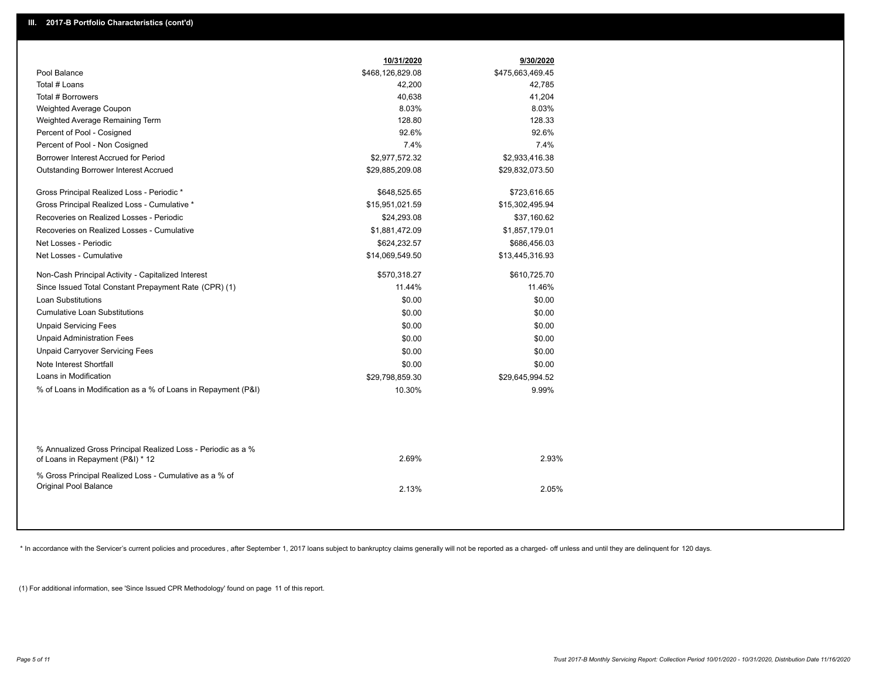## III. 2017-B Portfolio Characteristics (cont'd)

| | 10/31/2020 | 9/30/2020 |
|---|---|---|
| Pool Balance | $468,126,829.08 | $475,663,469.45 |
| Total # Loans | 42,200 | 42,785 |
| Total # Borrowers | 40,638 | 41,204 |
| Weighted Average Coupon | 8.03% | 8.03% |
| Weighted Average Remaining Term | 128.80 | 128.33 |
| Percent of Pool - Cosigned | 92.6% | 92.6% |
| Percent of Pool - Non Cosigned | 7.4% | 7.4% |
| Borrower Interest Accrued for Period | $2,977,572.32 | $2,933,416.38 |
| Outstanding Borrower Interest Accrued | $29,885,209.08 | $29,832,073.50 |
| Gross Principal Realized Loss - Periodic * | $648,525.65 | $723,616.65 |
| Gross Principal Realized Loss - Cumulative * | $15,951,021.59 | $15,302,495.94 |
| Recoveries on Realized Losses - Periodic | $24,293.08 | $37,160.62 |
| Recoveries on Realized Losses - Cumulative | $1,881,472.09 | $1,857,179.01 |
| Net Losses - Periodic | $624,232.57 | $686,456.03 |
| Net Losses - Cumulative | $14,069,549.50 | $13,445,316.93 |
| Non-Cash Principal Activity - Capitalized Interest | $570,318.27 | $610,725.70 |
| Since Issued Total Constant Prepayment Rate (CPR) (1) | 11.44% | 11.46% |
| Loan Substitutions | $0.00 | $0.00 |
| Cumulative Loan Substitutions | $0.00 | $0.00 |
| Unpaid Servicing Fees | $0.00 | $0.00 |
| Unpaid Administration Fees | $0.00 | $0.00 |
| Unpaid Carryover Servicing Fees | $0.00 | $0.00 |
| Note Interest Shortfall | $0.00 | $0.00 |
| Loans in Modification | $29,798,859.30 | $29,645,994.52 |
| % of Loans in Modification as a % of Loans in Repayment (P&I) | 10.30% | 9.99% |
| % Annualized Gross Principal Realized Loss - Periodic as a % of Loans in Repayment (P&I) * 12 | 2.69% | 2.93% |
| % Gross Principal Realized Loss - Cumulative as a % of Original Pool Balance | 2.13% | 2.05% |

* In accordance with the Servicer's current policies and procedures, after September 1, 2017 loans subject to bankruptcy claims generally will not be reported as a charged- off unless and until they are delinquent for 120 days.

(1) For additional information, see 'Since Issued CPR Methodology' found on page 11 of this report.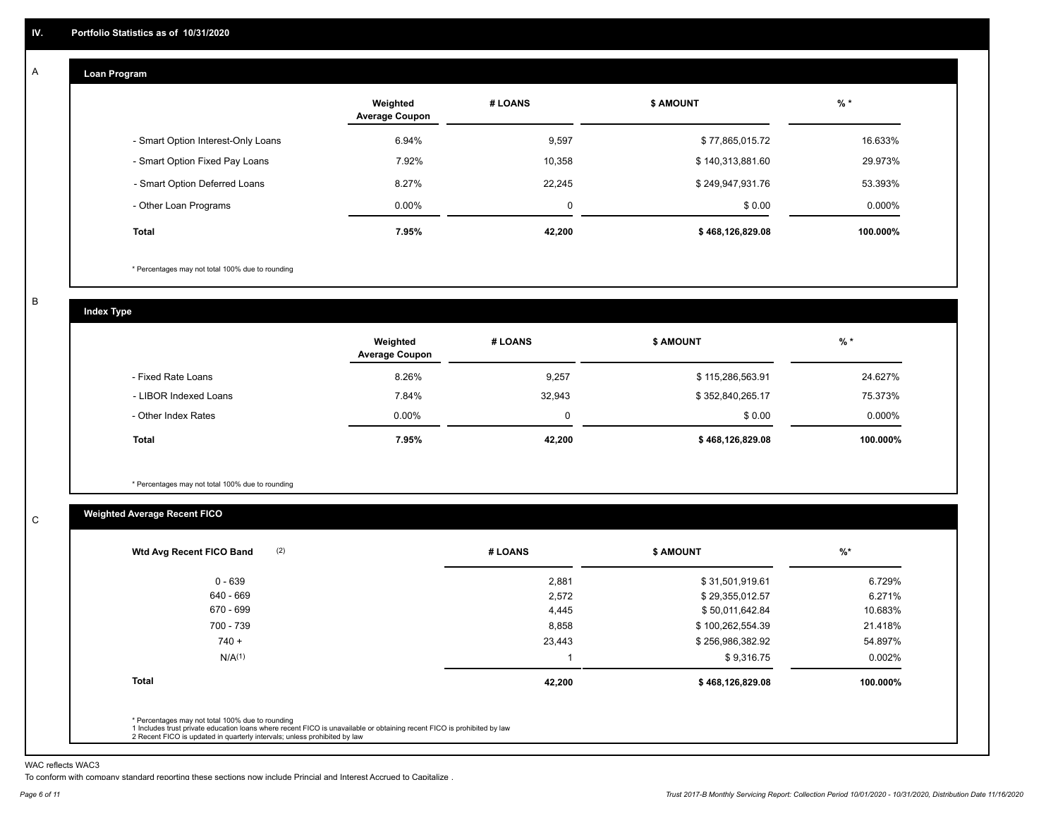## IV. Portfolio Statistics as of 10/31/2020

### A. Loan Program

| | Weighted Average Coupon | # LOANS | $ AMOUNT | % * |
|---|---|---|---|---|
| - Smart Option Interest-Only Loans | 6.94% | 9,597 | $ 77,865,015.72 | 16.633% |
| - Smart Option Fixed Pay Loans | 7.92% | 10,358 | $ 140,313,881.60 | 29.973% |
| - Smart Option Deferred Loans | 8.27% | 22,245 | $ 249,947,931.76 | 53.393% |
| - Other Loan Programs | 0.00% | 0 | $ 0.00 | 0.000% |
| **Total** | **7.95%** | **42,200** | **$ 468,126,829.08** | **100.000%** |

* Percentages may not total 100% due to rounding

### B. Index Type

| | Weighted Average Coupon | # LOANS | $ AMOUNT | % * |
|---|---|---|---|---|
| - Fixed Rate Loans | 8.26% | 9,257 | $ 115,286,563.91 | 24.627% |
| - LIBOR Indexed Loans | 7.84% | 32,943 | $ 352,840,265.17 | 75.373% |
| - Other Index Rates | 0.00% | 0 | $ 0.00 | 0.000% |
| **Total** | **7.95%** | **42,200** | **$ 468,126,829.08** | **100.000%** |

* Percentages may not total 100% due to rounding

### C. Weighted Average Recent FICO

| Wtd Avg Recent FICO Band (2) | # LOANS | $ AMOUNT | %* |
|---|---|---|---|
| 0 - 639 | 2,881 | $ 31,501,919.61 | 6.729% |
| 640 - 669 | 2,572 | $ 29,355,012.57 | 6.271% |
| 670 - 699 | 4,445 | $ 50,011,642.84 | 10.683% |
| 700 - 739 | 8,858 | $ 100,262,554.39 | 21.418% |
| 740 + | 23,443 | $ 256,986,382.92 | 54.897% |
| N/A(1) | 1 | $ 9,316.75 | 0.002% |
| **Total** | **42,200** | **$ 468,126,829.08** | **100.000%** |

* Percentages may not total 100% due to rounding
1 Includes trust private education loans where recent FICO is unavailable or obtaining recent FICO is prohibited by law
2 Recent FICO is updated in quarterly intervals; unless prohibited by law

WAC reflects WAC3

To conform with company standard reporting these sections now include Princial and Interest Accrued to Capitalize .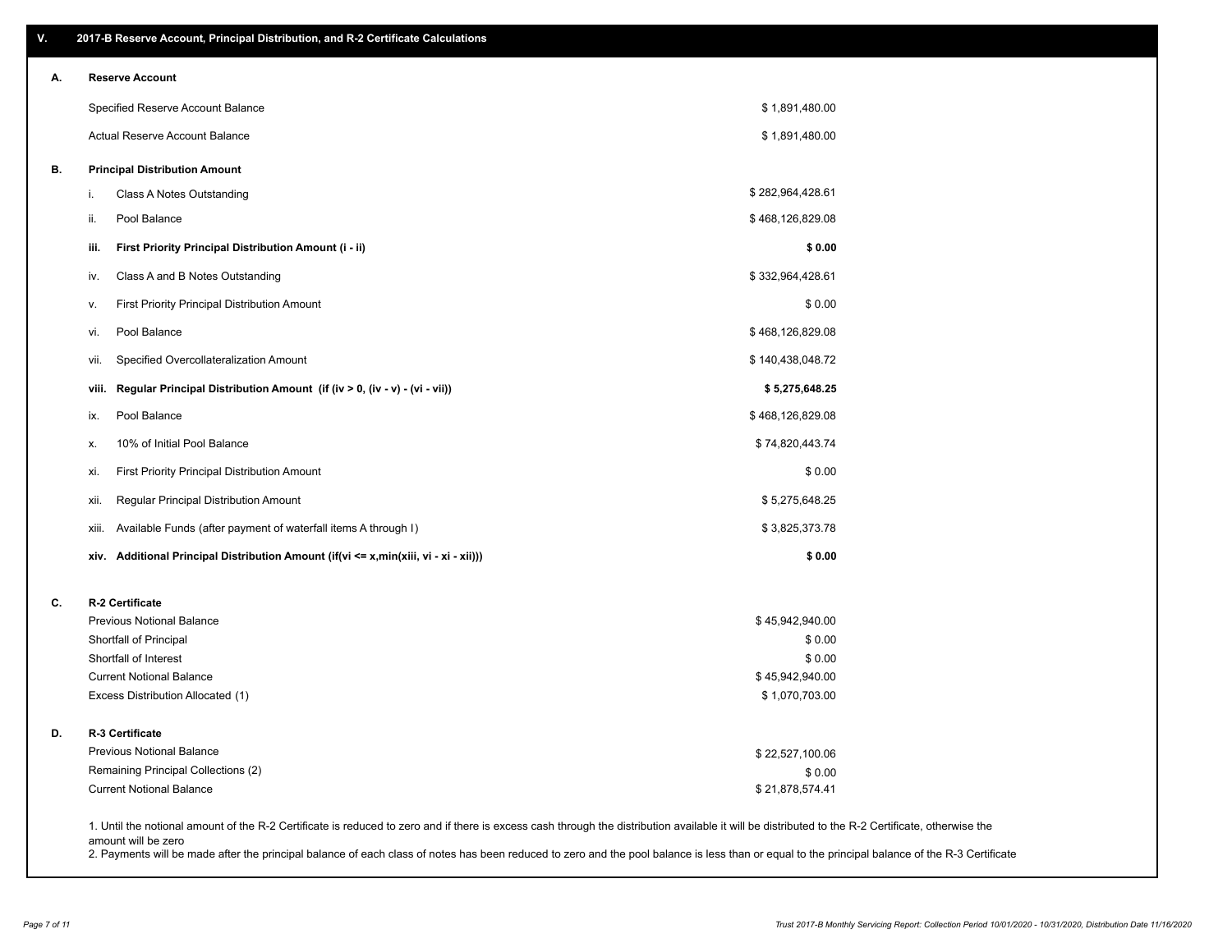## V. 2017-B Reserve Account, Principal Distribution, and R-2 Certificate Calculations

### A. Reserve Account

| | |
|---|---|
| Specified Reserve Account Balance | $ 1,891,480.00 |
| Actual Reserve Account Balance | $ 1,891,480.00 |

### B. Principal Distribution Amount

| | | |
|---|---|---|
| i. | Class A Notes Outstanding | $ 282,964,428.61 |
| ii. | Pool Balance | $ 468,126,829.08 |
| **iii.** | **First Priority Principal Distribution Amount (i - ii)** | **$ 0.00** |
| iv. | Class A and B Notes Outstanding | $ 332,964,428.61 |
| v. | First Priority Principal Distribution Amount | $ 0.00 |
| vi. | Pool Balance | $ 468,126,829.08 |
| vii. | Specified Overcollateralization Amount | $ 140,438,048.72 |
| **viii.** | **Regular Principal Distribution Amount (if (iv > 0, (iv - v) - (vi - vii))** | **$ 5,275,648.25** |
| ix. | Pool Balance | $ 468,126,829.08 |
| x. | 10% of Initial Pool Balance | $ 74,820,443.74 |
| xi. | First Priority Principal Distribution Amount | $ 0.00 |
| xii. | Regular Principal Distribution Amount | $ 5,275,648.25 |
| xiii. | Available Funds (after payment of waterfall items A through I) | $ 3,825,373.78 |
| **xiv.** | **Additional Principal Distribution Amount (if(vi <= x,min(xiii, vi - xi - xii)))** | **$ 0.00** |

### C. R-2 Certificate

| | |
|---|---|
| Previous Notional Balance | $ 45,942,940.00 |
| Shortfall of Principal | $ 0.00 |
| Shortfall of Interest | $ 0.00 |
| Current Notional Balance | $ 45,942,940.00 |
| Excess Distribution Allocated (1) | $ 1,070,703.00 |

### D. R-3 Certificate

| | |
|---|---|
| Previous Notional Balance | $ 22,527,100.06 |
| Remaining Principal Collections (2) | $ 0.00 |
| Current Notional Balance | $ 21,878,574.41 |

1. Until the notional amount of the R-2 Certificate is reduced to zero and if there is excess cash through the distribution available it will be distributed to the R-2 Certificate, otherwise the amount will be zero
2. Payments will be made after the principal balance of each class of notes has been reduced to zero and the pool balance is less than or equal to the principal balance of the R-3 Certificate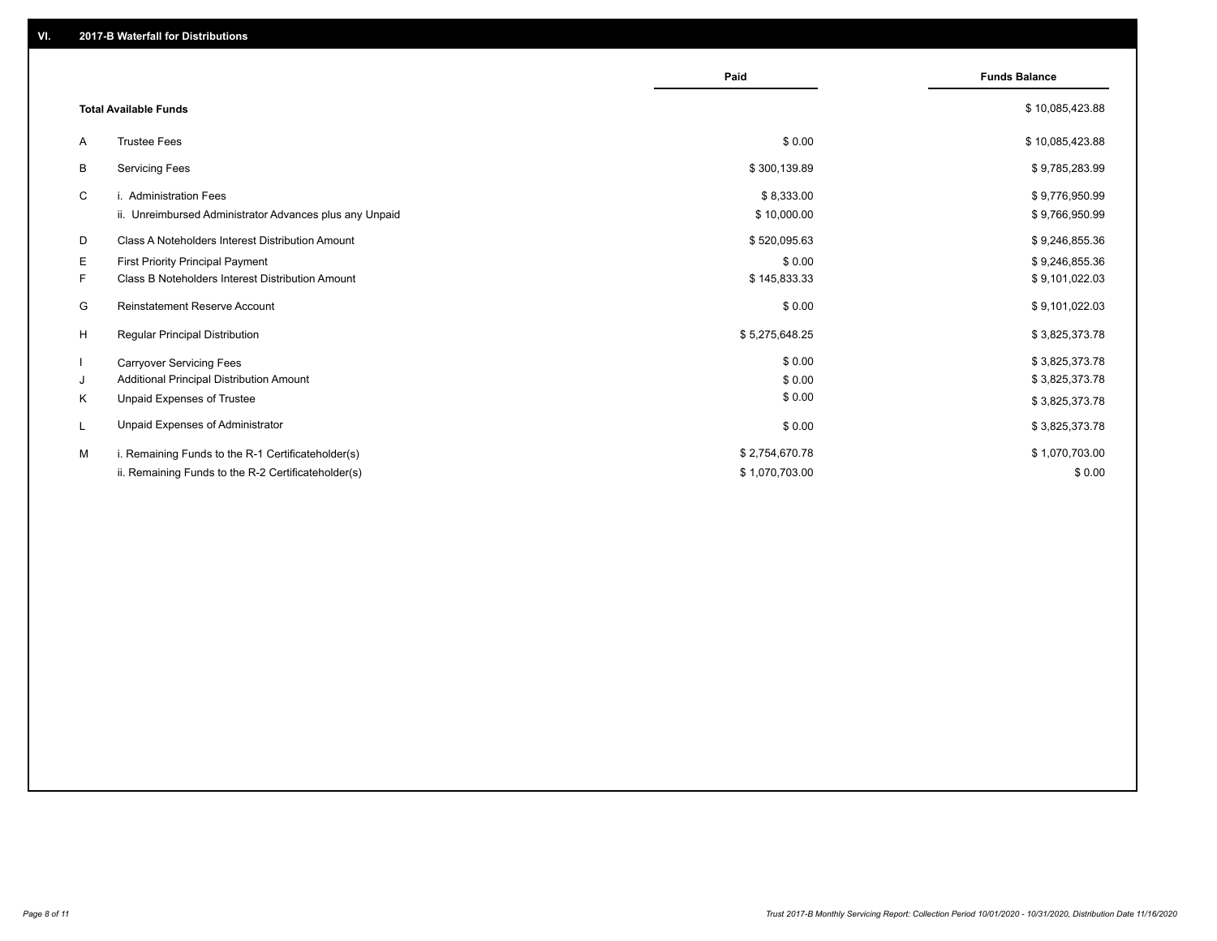## VI. 2017-B Waterfall for Distributions

| | | Paid | Funds Balance |
|---|---|---|---|
| | **Total Available Funds** | | $ 10,085,423.88 |
| A | Trustee Fees | $ 0.00 | $ 10,085,423.88 |
| B | Servicing Fees | $ 300,139.89 | $ 9,785,283.99 |
| C | i. Administration Fees | $ 8,333.00 | $ 9,776,950.99 |
| | ii. Unreimbursed Administrator Advances plus any Unpaid | $ 10,000.00 | $ 9,766,950.99 |
| D | Class A Noteholders Interest Distribution Amount | $ 520,095.63 | $ 9,246,855.36 |
| E | First Priority Principal Payment | $ 0.00 | $ 9,246,855.36 |
| F | Class B Noteholders Interest Distribution Amount | $ 145,833.33 | $ 9,101,022.03 |
| G | Reinstatement Reserve Account | $ 0.00 | $ 9,101,022.03 |
| H | Regular Principal Distribution | $ 5,275,648.25 | $ 3,825,373.78 |
| I | Carryover Servicing Fees | $ 0.00 | $ 3,825,373.78 |
| J | Additional Principal Distribution Amount | $ 0.00 | $ 3,825,373.78 |
| K | Unpaid Expenses of Trustee | $ 0.00 | $ 3,825,373.78 |
| L | Unpaid Expenses of Administrator | $ 0.00 | $ 3,825,373.78 |
| M | i. Remaining Funds to the R-1 Certificateholder(s) | $ 2,754,670.78 | $ 1,070,703.00 |
| | ii. Remaining Funds to the R-2 Certificateholder(s) | $ 1,070,703.00 | $ 0.00 |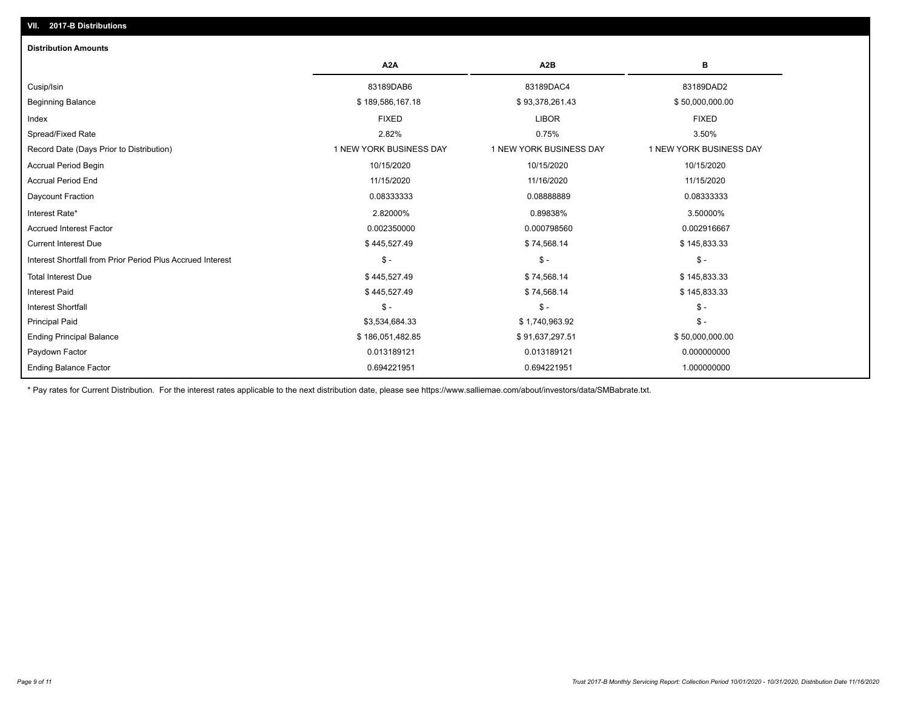## VII. 2017-B Distributions

### Distribution Amounts

| | A2A | A2B | B |
|---|---|---|---|
| Cusip/Isin | 83189DAB6 | 83189DAC4 | 83189DAD2 |
| Beginning Balance | $ 189,586,167.18 | $ 93,378,261.43 | $ 50,000,000.00 |
| Index | FIXED | LIBOR | FIXED |
| Spread/Fixed Rate | 2.82% | 0.75% | 3.50% |
| Record Date (Days Prior to Distribution) | 1 NEW YORK BUSINESS DAY | 1 NEW YORK BUSINESS DAY | 1 NEW YORK BUSINESS DAY |
| Accrual Period Begin | 10/15/2020 | 10/15/2020 | 10/15/2020 |
| Accrual Period End | 11/15/2020 | 11/16/2020 | 11/15/2020 |
| Daycount Fraction | 0.08333333 | 0.08888889 | 0.08333333 |
| Interest Rate* | 2.82000% | 0.89838% | 3.50000% |
| Accrued Interest Factor | 0.002350000 | 0.000798560 | 0.002916667 |
| Current Interest Due | $ 445,527.49 | $ 74,568.14 | $ 145,833.33 |
| Interest Shortfall from Prior Period Plus Accrued Interest | $ - | $ - | $ - |
| Total Interest Due | $ 445,527.49 | $ 74,568.14 | $ 145,833.33 |
| Interest Paid | $ 445,527.49 | $ 74,568.14 | $ 145,833.33 |
| Interest Shortfall | $ - | $ - | $ - |
| Principal Paid | $3,534,684.33 | $ 1,740,963.92 | $ - |
| Ending Principal Balance | $ 186,051,482.85 | $ 91,637,297.51 | $ 50,000,000.00 |
| Paydown Factor | 0.013189121 | 0.013189121 | 0.000000000 |
| Ending Balance Factor | 0.694221951 | 0.694221951 | 1.000000000 |

* Pay rates for Current Distribution. For the interest rates applicable to the next distribution date, please see https://www.salliemae.com/about/investors/data/SMBabrate.txt.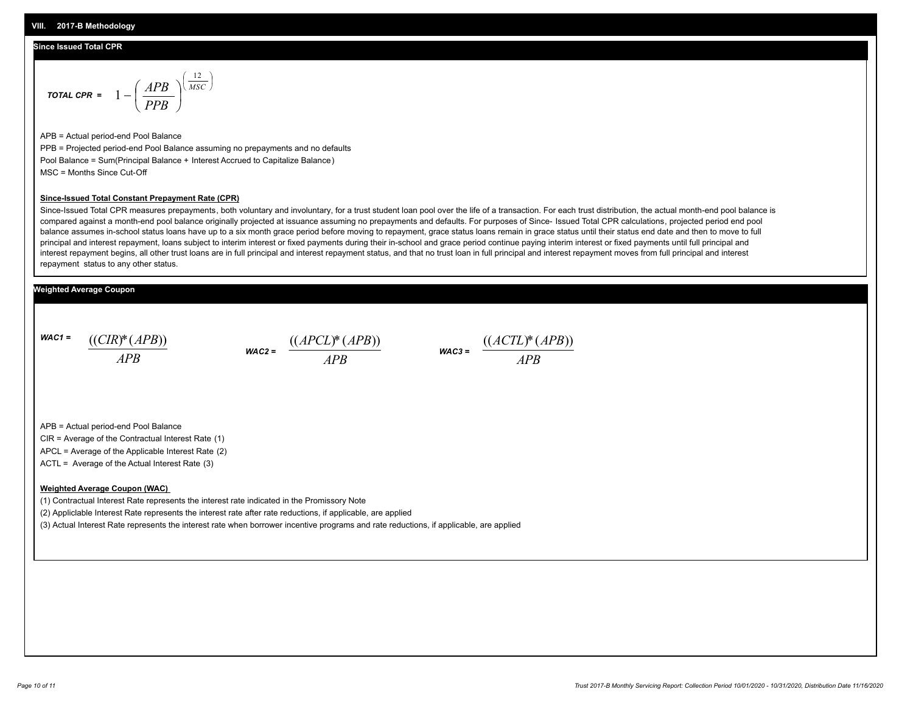## VIII. 2017-B Methodology

### Since Issued Total CPR

$$\textit{TOTAL CPR} = 1 - \left(\frac{APB}{PPB}\right)^{\left(\frac{12}{MSC}\right)}$$

APB = Actual period-end Pool Balance

PPB = Projected period-end Pool Balance assuming no prepayments and no defaults

Pool Balance = Sum(Principal Balance + Interest Accrued to Capitalize Balance)

MSC = Months Since Cut-Off

**Since-Issued Total Constant Prepayment Rate (CPR)**

Since-Issued Total CPR measures prepayments, both voluntary and involuntary, for a trust student loan pool over the life of a transaction. For each trust distribution, the actual month-end pool balance is compared against a month-end pool balance originally projected at issuance assuming no prepayments and defaults. For purposes of Since- Issued Total CPR calculations, projected period end pool balance assumes in-school status loans have up to a six month grace period before moving to repayment, grace status loans remain in grace status until their status end date and then to move to full principal and interest repayment, loans subject to interim interest or fixed payments during their in-school and grace period continue paying interim interest or fixed payments until full principal and interest repayment begins, all other trust loans are in full principal and interest repayment status, and that no trust loan in full principal and interest repayment moves from full principal and interest repayment status to any other status.

### Weighted Average Coupon

$$\textit{WAC1} = \frac{((CIR)*(APB))}{APB} \qquad \textit{WAC2} = \frac{((APCL)*(APB))}{APB} \qquad \textit{WAC3} = \frac{((ACTL)*(APB))}{APB}$$

APB = Actual period-end Pool Balance

CIR = Average of the Contractual Interest Rate (1)

APCL = Average of the Applicable Interest Rate (2)

ACTL = Average of the Actual Interest Rate (3)

**Weighted Average Coupon (WAC)**

(1) Contractual Interest Rate represents the interest rate indicated in the Promissory Note

(2) Appliclable Interest Rate represents the interest rate after rate reductions, if applicable, are applied

(3) Actual Interest Rate represents the interest rate when borrower incentive programs and rate reductions, if applicable, are applied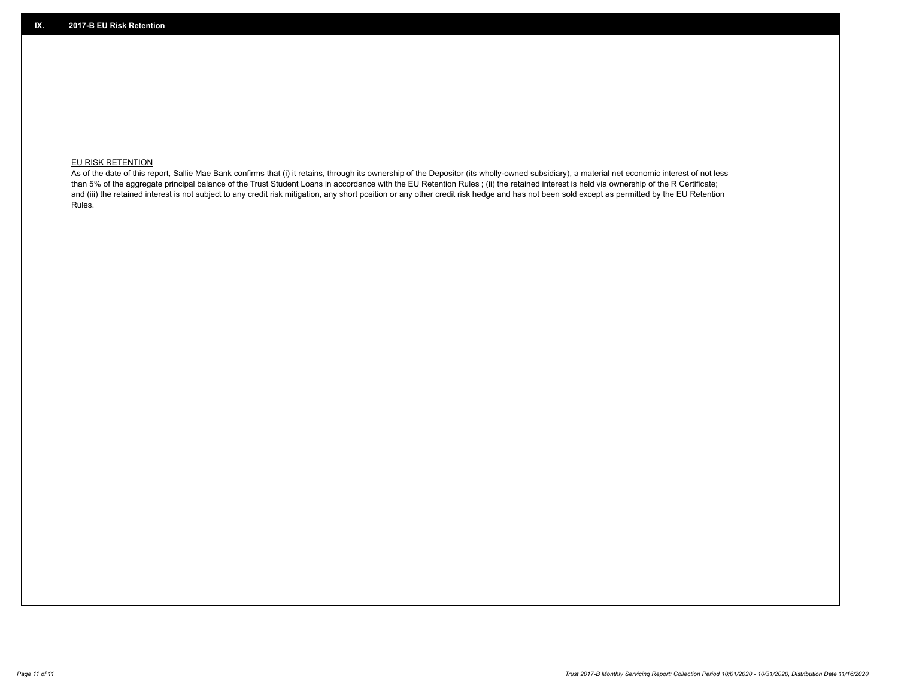## IX. 2017-B EU Risk Retention

EU RISK RETENTION

As of the date of this report, Sallie Mae Bank confirms that (i) it retains, through its ownership of the Depositor (its wholly-owned subsidiary), a material net economic interest of not less than 5% of the aggregate principal balance of the Trust Student Loans in accordance with the EU Retention Rules ; (ii) the retained interest is held via ownership of the R Certificate; and (iii) the retained interest is not subject to any credit risk mitigation, any short position or any other credit risk hedge and has not been sold except as permitted by the EU Retention Rules.